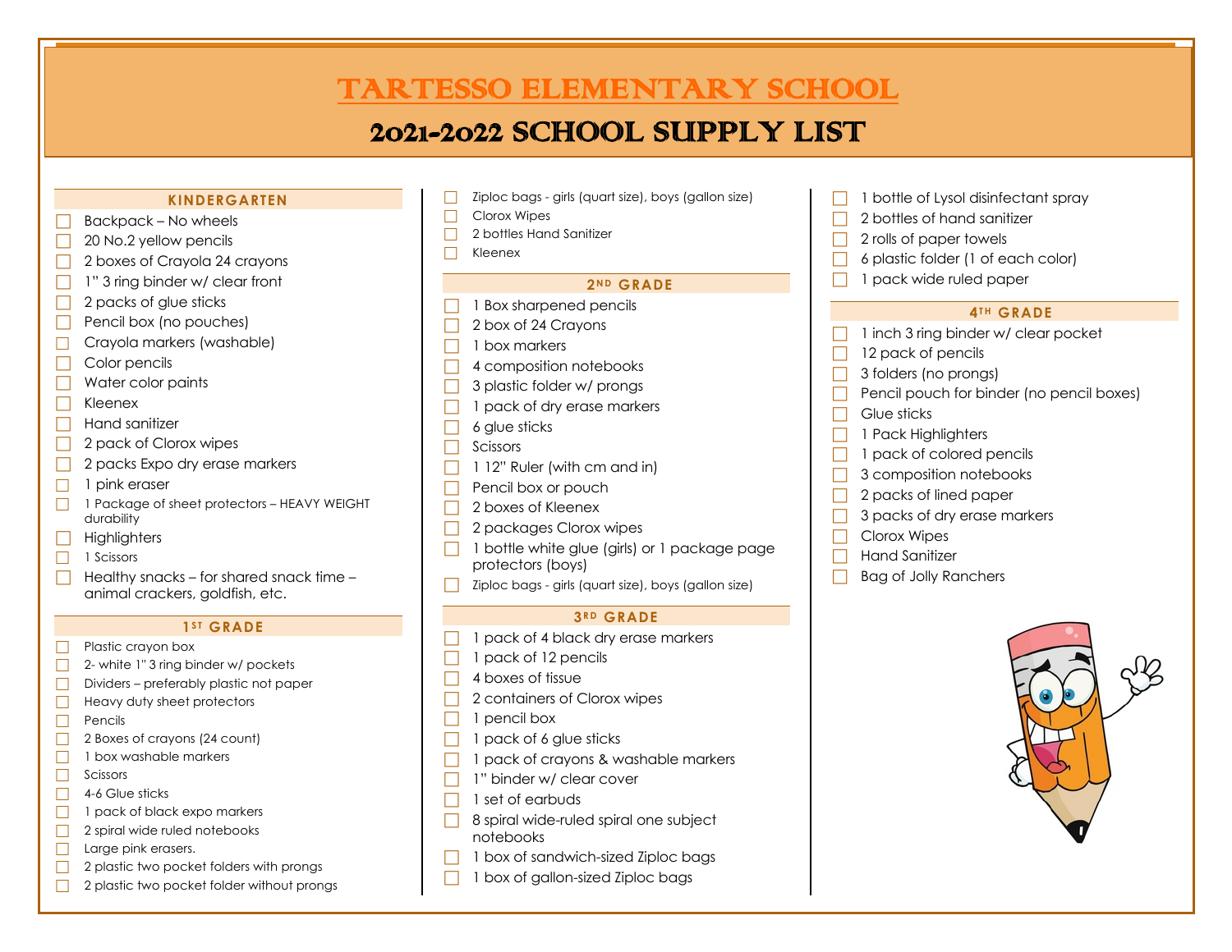# TARTESSO ELEMENTARY SCHOOL

## 2021-2022 SCHOOL SUPPLY LIST

### KINDERGARTEN

- ☐ Backpack – No wheels
- ☐ 20 No.2 yellow pencils
- ☐ 2 boxes of Crayola 24 crayons
- ☐ 1" 3 ring binder w/ clear front
- ☐ 2 packs of glue sticks
- ☐ Pencil box (no pouches)
- ☐ Crayola markers (washable)
- ☐ Color pencils
- ☐ Water color paints
- ☐ Kleenex
- ☐ Hand sanitizer
- ☐ 2 pack of Clorox wipes
- ☐ 2 packs Expo dry erase markers
- ☐ 1 pink eraser
- ☐ 1 Package of sheet protectors – HEAVY WEIGHT durability
- ☐ Highlighters
- ☐ 1 Scissors
- ☐ Healthy snacks – for shared snack time – animal crackers, goldfish, etc.

### 1ST GRADE

- ☐ Plastic crayon box
- ☐ 2- white 1" 3 ring binder w/ pockets
- ☐ Dividers – preferably plastic not paper
- ☐ Heavy duty sheet protectors
- ☐ Pencils
- ☐ 2 Boxes of crayons (24 count)
- ☐ 1 box washable markers
- ☐ Scissors
- ☐ 4-6 Glue sticks
- ☐ 1 pack of black expo markers
- ☐ 2 spiral wide ruled notebooks
- ☐ Large pink erasers.
- ☐ 2 plastic two pocket folders with prongs
- ☐ 2 plastic two pocket folder without prongs
- ☐ Ziploc bags - girls (quart size), boys (gallon size)
- ☐ Clorox Wipes
- ☐ 2 bottles Hand Sanitizer
- ☐ Kleenex

### 2ND GRADE

- ☐ 1 Box sharpened pencils
- ☐ 2 box of 24 Crayons
- ☐ 1 box markers
- ☐ 4 composition notebooks
- ☐ 3 plastic folder w/ prongs
- ☐ 1 pack of dry erase markers
- ☐ 6 glue sticks
- ☐ Scissors
- ☐ 1 12" Ruler (with cm and in)
- ☐ Pencil box or pouch
- ☐ 2 boxes of Kleenex
- ☐ 2 packages Clorox wipes
- ☐ 1 bottle white glue (girls) or 1 package page protectors (boys)
- ☐ Ziploc bags - girls (quart size), boys (gallon size)

### 3RD GRADE

- ☐ 1 pack of 4 black dry erase markers
- ☐ 1 pack of 12 pencils
- ☐ 4 boxes of tissue
- ☐ 2 containers of Clorox wipes
- ☐ 1 pencil box
- ☐ 1 pack of 6 glue sticks
- ☐ 1 pack of crayons & washable markers
- ☐ 1" binder w/ clear cover
- ☐ 1 set of earbuds
- ☐ 8 spiral wide-ruled spiral one subject notebooks
- ☐ 1 box of sandwich-sized Ziploc bags
- ☐ 1 box of gallon-sized Ziploc bags
- ☐ 1 bottle of Lysol disinfectant spray
- ☐ 2 bottles of hand sanitizer
- ☐ 2 rolls of paper towels
- ☐ 6 plastic folder (1 of each color)
- ☐ 1 pack wide ruled paper

### 4TH GRADE

- ☐ 1 inch 3 ring binder w/ clear pocket
- ☐ 12 pack of pencils
- ☐ 3 folders (no prongs)
- ☐ Pencil pouch for binder (no pencil boxes)
- ☐ Glue sticks
- ☐ 1 Pack Highlighters
- ☐ 1 pack of colored pencils
- ☐ 3 composition notebooks
- ☐ 2 packs of lined paper
- ☐ 3 packs of dry erase markers
- ☐ Clorox Wipes
- ☐ Hand Sanitizer
- ☐ Bag of Jolly Ranchers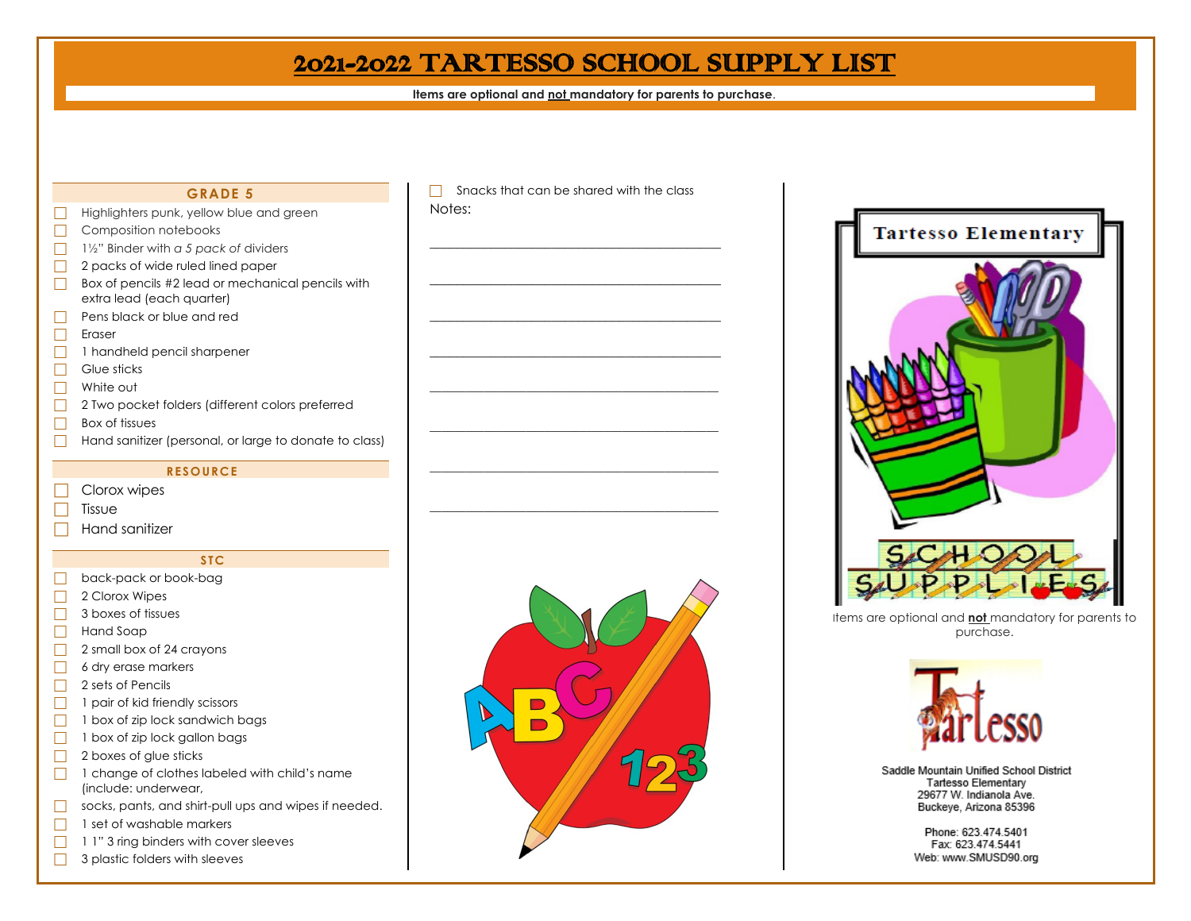# 2021-2022 TARTESSO SCHOOL SUPPLY LIST

**Items are optional and not mandatory for parents to purchase.**

## GRADE 5

- ☐ Highlighters punk, yellow blue and green
- ☐ Composition notebooks
- ☐ 1½" Binder with *a 5 pack of* dividers
- ☐ 2 packs of wide ruled lined paper
- ☐ Box of pencils #2 lead or mechanical pencils with extra lead (each quarter)
- ☐ Pens black or blue and red
- ☐ Eraser
- ☐ 1 handheld pencil sharpener
- ☐ Glue sticks
- ☐ White out
- ☐ 2 Two pocket folders (different colors preferred
- ☐ Box of tissues
- ☐ Hand sanitizer (personal, or large to donate to class)

## RESOURCE

- ☐ Clorox wipes
- ☐ Tissue
- ☐ Hand sanitizer

## STC

- ☐ back-pack or book-bag
- ☐ 2 Clorox Wipes
- ☐ 3 boxes of tissues
- ☐ Hand Soap
- ☐ 2 small box of 24 crayons
- ☐ 6 dry erase markers
- ☐ 2 sets of Pencils
- ☐ 1 pair of kid friendly scissors
- ☐ 1 box of zip lock sandwich bags
- ☐ 1 box of zip lock gallon bags
- ☐ 2 boxes of glue sticks
- ☐ 1 change of clothes labeled with child's name (include: underwear,
- ☐ socks, pants, and shirt-pull ups and wipes if needed.
- ☐ 1 set of washable markers
- ☐ 1 1" 3 ring binders with cover sleeves
- ☐ 3 plastic folders with sleeves

- ☐ Snacks that can be shared with the class

Notes:

________________________________________

________________________________________

________________________________________

________________________________________

________________________________________

________________________________________

________________________________________

________________________________________

Tartesso Elementary

SCHOOL SUPPLIES

Items are optional and **not** mandatory for parents to purchase.

Tartesso

Saddle Mountain Unified School District
Tartesso Elementary
29677 W. Indianola Ave.
Buckeye, Arizona 85396

Phone: 623.474.5401
Fax: 623.474.5441
Web: www.SMUSD90.org